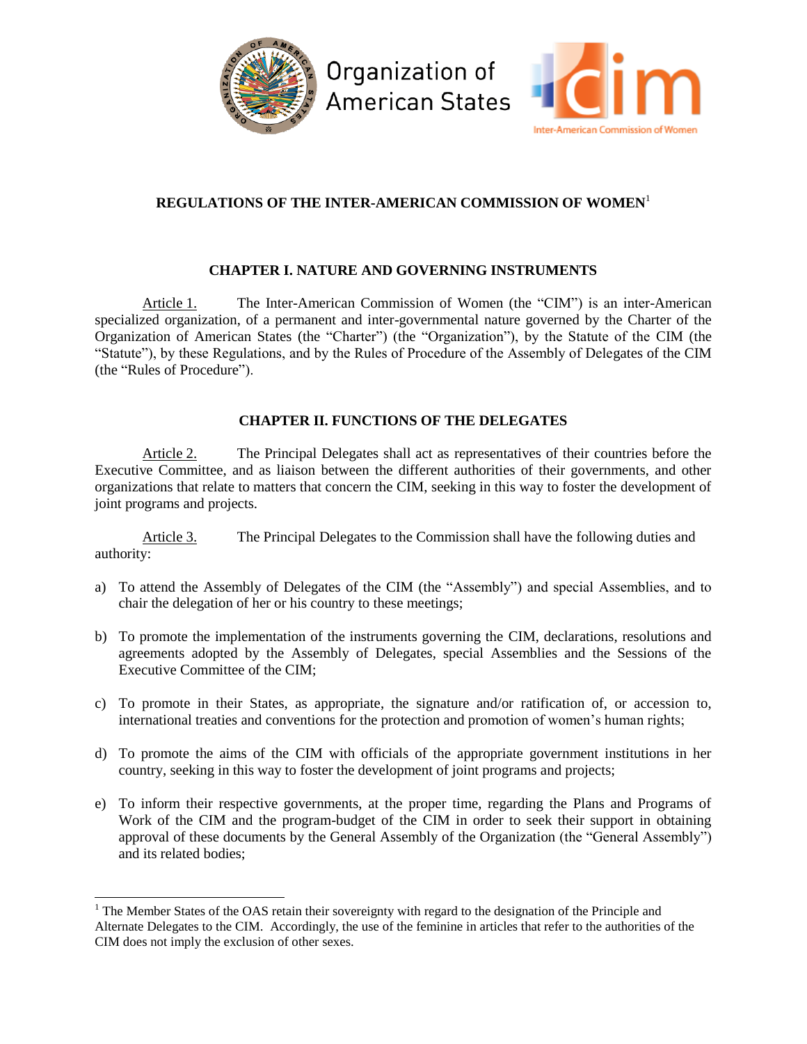# REGULATIONS OF THE INTER-AMERICAN COMMISSION OF WOMEN[1]

## CHAPTER I. NATURE AND GOVERNING INSTRUMENTS

Article 1. The Inter-American Commission of Women (the "CIM") is an inter-American specialized organization, of a permanent and inter-governmental nature governed by the Charter of the Organization of American States (the "Charter") (the "Organization"), by the Statute of the CIM (the "Statute"), by these Regulations, and by the Rules of Procedure of the Assembly of Delegates of the CIM (the "Rules of Procedure").

## CHAPTER II. FUNCTIONS OF THE DELEGATES

Article 2. The Principal Delegates shall act as representatives of their countries before the Executive Committee, and as liaison between the different authorities of their governments, and other organizations that relate to matters that concern the CIM, seeking in this way to foster the development of joint programs and projects.

Article 3. The Principal Delegates to the Commission shall have the following duties and authority:

a) To attend the Assembly of Delegates of the CIM (the "Assembly") and special Assemblies, and to chair the delegation of her or his country to these meetings;

b) To promote the implementation of the instruments governing the CIM, declarations, resolutions and agreements adopted by the Assembly of Delegates, special Assemblies and the Sessions of the Executive Committee of the CIM;

c) To promote in their States, as appropriate, the signature and/or ratification of, or accession to, international treaties and conventions for the protection and promotion of women's human rights;

d) To promote the aims of the CIM with officials of the appropriate government institutions in her country, seeking in this way to foster the development of joint programs and projects;

e) To inform their respective governments, at the proper time, regarding the Plans and Programs of Work of the CIM and the program-budget of the CIM in order to seek their support in obtaining approval of these documents by the General Assembly of the Organization (the "General Assembly") and its related bodies;

---

[1] The Member States of the OAS retain their sovereignty with regard to the designation of the Principle and Alternate Delegates to the CIM. Accordingly, the use of the feminine in articles that refer to the authorities of the CIM does not imply the exclusion of other sexes.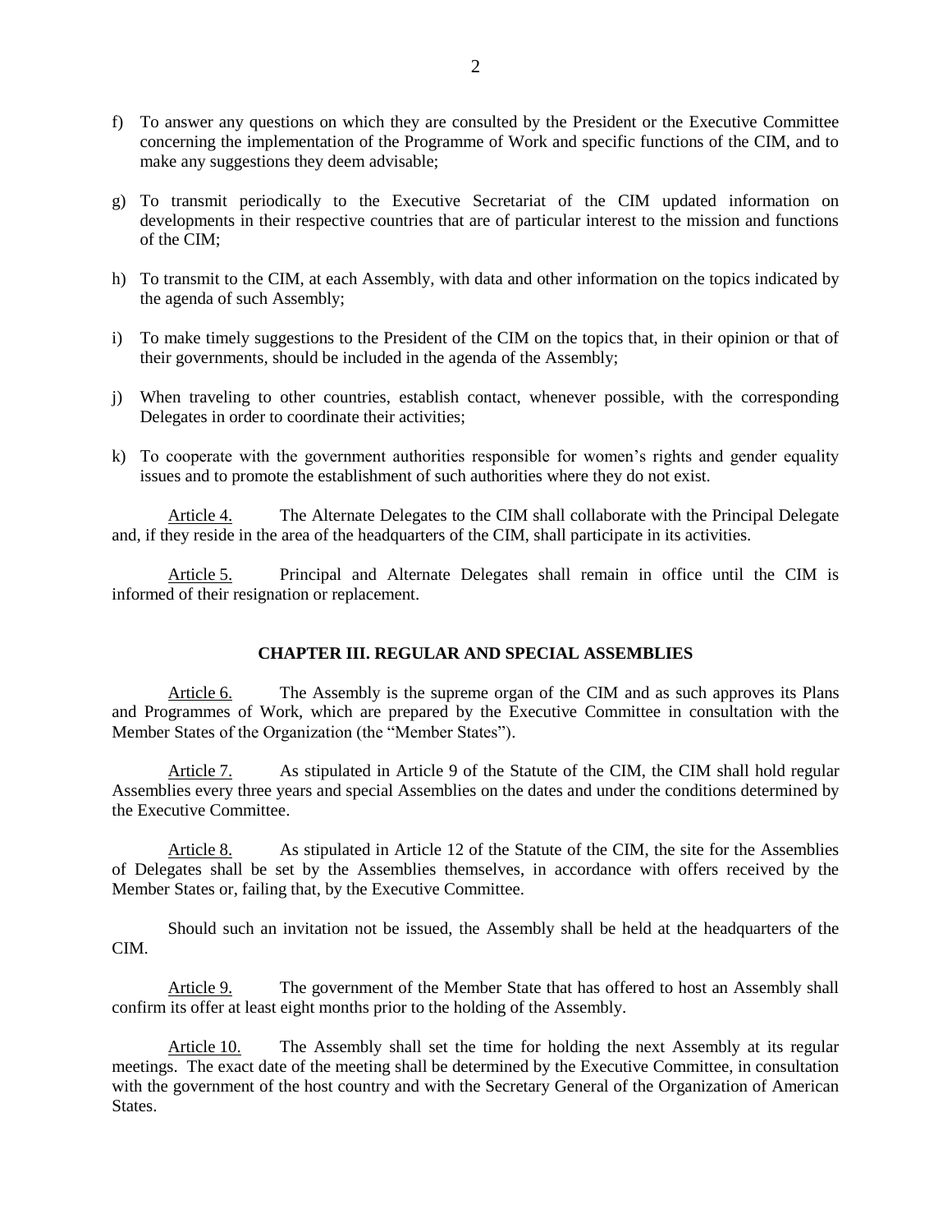f) To answer any questions on which they are consulted by the President or the Executive Committee concerning the implementation of the Programme of Work and specific functions of the CIM, and to make any suggestions they deem advisable;

g) To transmit periodically to the Executive Secretariat of the CIM updated information on developments in their respective countries that are of particular interest to the mission and functions of the CIM;

h) To transmit to the CIM, at each Assembly, with data and other information on the topics indicated by the agenda of such Assembly;

i) To make timely suggestions to the President of the CIM on the topics that, in their opinion or that of their governments, should be included in the agenda of the Assembly;

j) When traveling to other countries, establish contact, whenever possible, with the corresponding Delegates in order to coordinate their activities;

k) To cooperate with the government authorities responsible for women's rights and gender equality issues and to promote the establishment of such authorities where they do not exist.

Article 4. The Alternate Delegates to the CIM shall collaborate with the Principal Delegate and, if they reside in the area of the headquarters of the CIM, shall participate in its activities.

Article 5. Principal and Alternate Delegates shall remain in office until the CIM is informed of their resignation or replacement.

## CHAPTER III. REGULAR AND SPECIAL ASSEMBLIES

Article 6. The Assembly is the supreme organ of the CIM and as such approves its Plans and Programmes of Work, which are prepared by the Executive Committee in consultation with the Member States of the Organization (the "Member States").

Article 7. As stipulated in Article 9 of the Statute of the CIM, the CIM shall hold regular Assemblies every three years and special Assemblies on the dates and under the conditions determined by the Executive Committee.

Article 8. As stipulated in Article 12 of the Statute of the CIM, the site for the Assemblies of Delegates shall be set by the Assemblies themselves, in accordance with offers received by the Member States or, failing that, by the Executive Committee.

Should such an invitation not be issued, the Assembly shall be held at the headquarters of the CIM.

Article 9. The government of the Member State that has offered to host an Assembly shall confirm its offer at least eight months prior to the holding of the Assembly.

Article 10. The Assembly shall set the time for holding the next Assembly at its regular meetings. The exact date of the meeting shall be determined by the Executive Committee, in consultation with the government of the host country and with the Secretary General of the Organization of American States.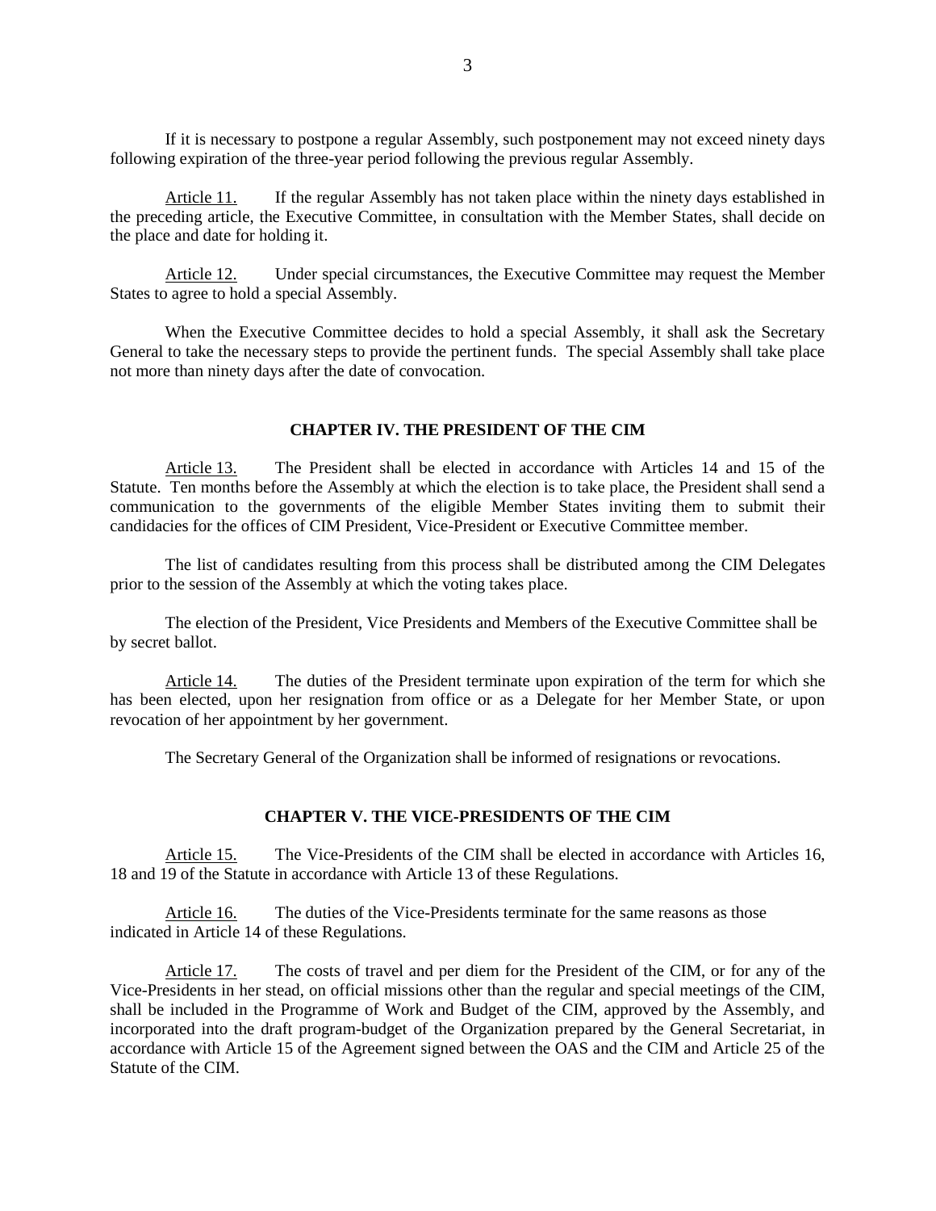If it is necessary to postpone a regular Assembly, such postponement may not exceed ninety days following expiration of the three-year period following the previous regular Assembly.

Article 11. If the regular Assembly has not taken place within the ninety days established in the preceding article, the Executive Committee, in consultation with the Member States, shall decide on the place and date for holding it.

Article 12. Under special circumstances, the Executive Committee may request the Member States to agree to hold a special Assembly.

When the Executive Committee decides to hold a special Assembly, it shall ask the Secretary General to take the necessary steps to provide the pertinent funds. The special Assembly shall take place not more than ninety days after the date of convocation.

## CHAPTER IV. THE PRESIDENT OF THE CIM

Article 13. The President shall be elected in accordance with Articles 14 and 15 of the Statute. Ten months before the Assembly at which the election is to take place, the President shall send a communication to the governments of the eligible Member States inviting them to submit their candidacies for the offices of CIM President, Vice-President or Executive Committee member.

The list of candidates resulting from this process shall be distributed among the CIM Delegates prior to the session of the Assembly at which the voting takes place.

The election of the President, Vice Presidents and Members of the Executive Committee shall be by secret ballot.

Article 14. The duties of the President terminate upon expiration of the term for which she has been elected, upon her resignation from office or as a Delegate for her Member State, or upon revocation of her appointment by her government.

The Secretary General of the Organization shall be informed of resignations or revocations.

## CHAPTER V. THE VICE-PRESIDENTS OF THE CIM

Article 15. The Vice-Presidents of the CIM shall be elected in accordance with Articles 16, 18 and 19 of the Statute in accordance with Article 13 of these Regulations.

Article 16. The duties of the Vice-Presidents terminate for the same reasons as those indicated in Article 14 of these Regulations.

Article 17. The costs of travel and per diem for the President of the CIM, or for any of the Vice-Presidents in her stead, on official missions other than the regular and special meetings of the CIM, shall be included in the Programme of Work and Budget of the CIM, approved by the Assembly, and incorporated into the draft program-budget of the Organization prepared by the General Secretariat, in accordance with Article 15 of the Agreement signed between the OAS and the CIM and Article 25 of the Statute of the CIM.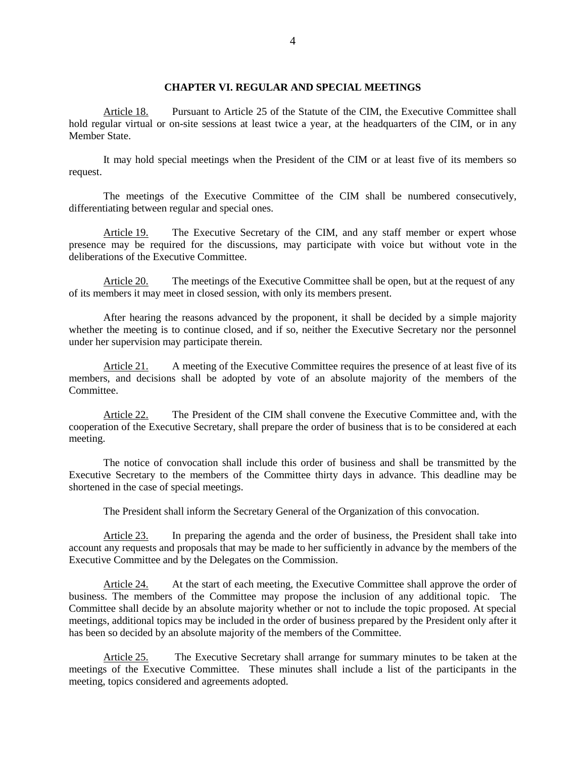## CHAPTER VI. REGULAR AND SPECIAL MEETINGS

Article 18. Pursuant to Article 25 of the Statute of the CIM, the Executive Committee shall hold regular virtual or on-site sessions at least twice a year, at the headquarters of the CIM, or in any Member State.

It may hold special meetings when the President of the CIM or at least five of its members so request.

The meetings of the Executive Committee of the CIM shall be numbered consecutively, differentiating between regular and special ones.

Article 19. The Executive Secretary of the CIM, and any staff member or expert whose presence may be required for the discussions, may participate with voice but without vote in the deliberations of the Executive Committee.

Article 20. The meetings of the Executive Committee shall be open, but at the request of any of its members it may meet in closed session, with only its members present.

After hearing the reasons advanced by the proponent, it shall be decided by a simple majority whether the meeting is to continue closed, and if so, neither the Executive Secretary nor the personnel under her supervision may participate therein.

Article 21. A meeting of the Executive Committee requires the presence of at least five of its members, and decisions shall be adopted by vote of an absolute majority of the members of the Committee.

Article 22. The President of the CIM shall convene the Executive Committee and, with the cooperation of the Executive Secretary, shall prepare the order of business that is to be considered at each meeting.

The notice of convocation shall include this order of business and shall be transmitted by the Executive Secretary to the members of the Committee thirty days in advance. This deadline may be shortened in the case of special meetings.

The President shall inform the Secretary General of the Organization of this convocation.

Article 23. In preparing the agenda and the order of business, the President shall take into account any requests and proposals that may be made to her sufficiently in advance by the members of the Executive Committee and by the Delegates on the Commission.

Article 24. At the start of each meeting, the Executive Committee shall approve the order of business. The members of the Committee may propose the inclusion of any additional topic. The Committee shall decide by an absolute majority whether or not to include the topic proposed. At special meetings, additional topics may be included in the order of business prepared by the President only after it has been so decided by an absolute majority of the members of the Committee.

Article 25. The Executive Secretary shall arrange for summary minutes to be taken at the meetings of the Executive Committee. These minutes shall include a list of the participants in the meeting, topics considered and agreements adopted.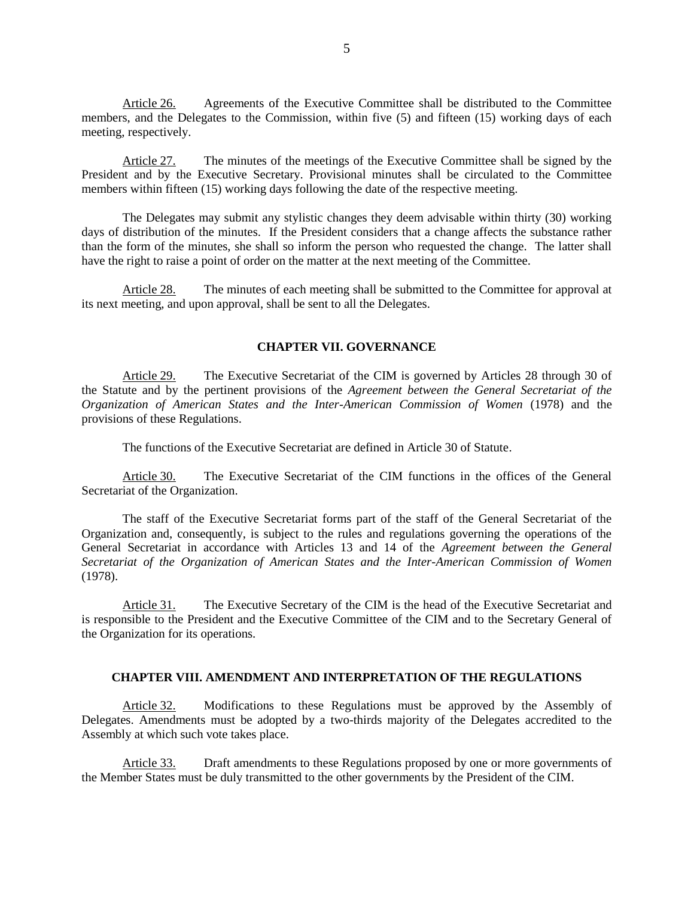Article 26. Agreements of the Executive Committee shall be distributed to the Committee members, and the Delegates to the Commission, within five (5) and fifteen (15) working days of each meeting, respectively.

Article 27. The minutes of the meetings of the Executive Committee shall be signed by the President and by the Executive Secretary. Provisional minutes shall be circulated to the Committee members within fifteen (15) working days following the date of the respective meeting.

The Delegates may submit any stylistic changes they deem advisable within thirty (30) working days of distribution of the minutes. If the President considers that a change affects the substance rather than the form of the minutes, she shall so inform the person who requested the change. The latter shall have the right to raise a point of order on the matter at the next meeting of the Committee.

Article 28. The minutes of each meeting shall be submitted to the Committee for approval at its next meeting, and upon approval, shall be sent to all the Delegates.

## CHAPTER VII. GOVERNANCE

Article 29. The Executive Secretariat of the CIM is governed by Articles 28 through 30 of the Statute and by the pertinent provisions of the *Agreement between the General Secretariat of the Organization of American States and the Inter-American Commission of Women* (1978) and the provisions of these Regulations.

The functions of the Executive Secretariat are defined in Article 30 of Statute.

Article 30. The Executive Secretariat of the CIM functions in the offices of the General Secretariat of the Organization.

The staff of the Executive Secretariat forms part of the staff of the General Secretariat of the Organization and, consequently, is subject to the rules and regulations governing the operations of the General Secretariat in accordance with Articles 13 and 14 of the *Agreement between the General Secretariat of the Organization of American States and the Inter-American Commission of Women* (1978).

Article 31. The Executive Secretary of the CIM is the head of the Executive Secretariat and is responsible to the President and the Executive Committee of the CIM and to the Secretary General of the Organization for its operations.

## CHAPTER VIII. AMENDMENT AND INTERPRETATION OF THE REGULATIONS

Article 32. Modifications to these Regulations must be approved by the Assembly of Delegates. Amendments must be adopted by a two-thirds majority of the Delegates accredited to the Assembly at which such vote takes place.

Article 33. Draft amendments to these Regulations proposed by one or more governments of the Member States must be duly transmitted to the other governments by the President of the CIM.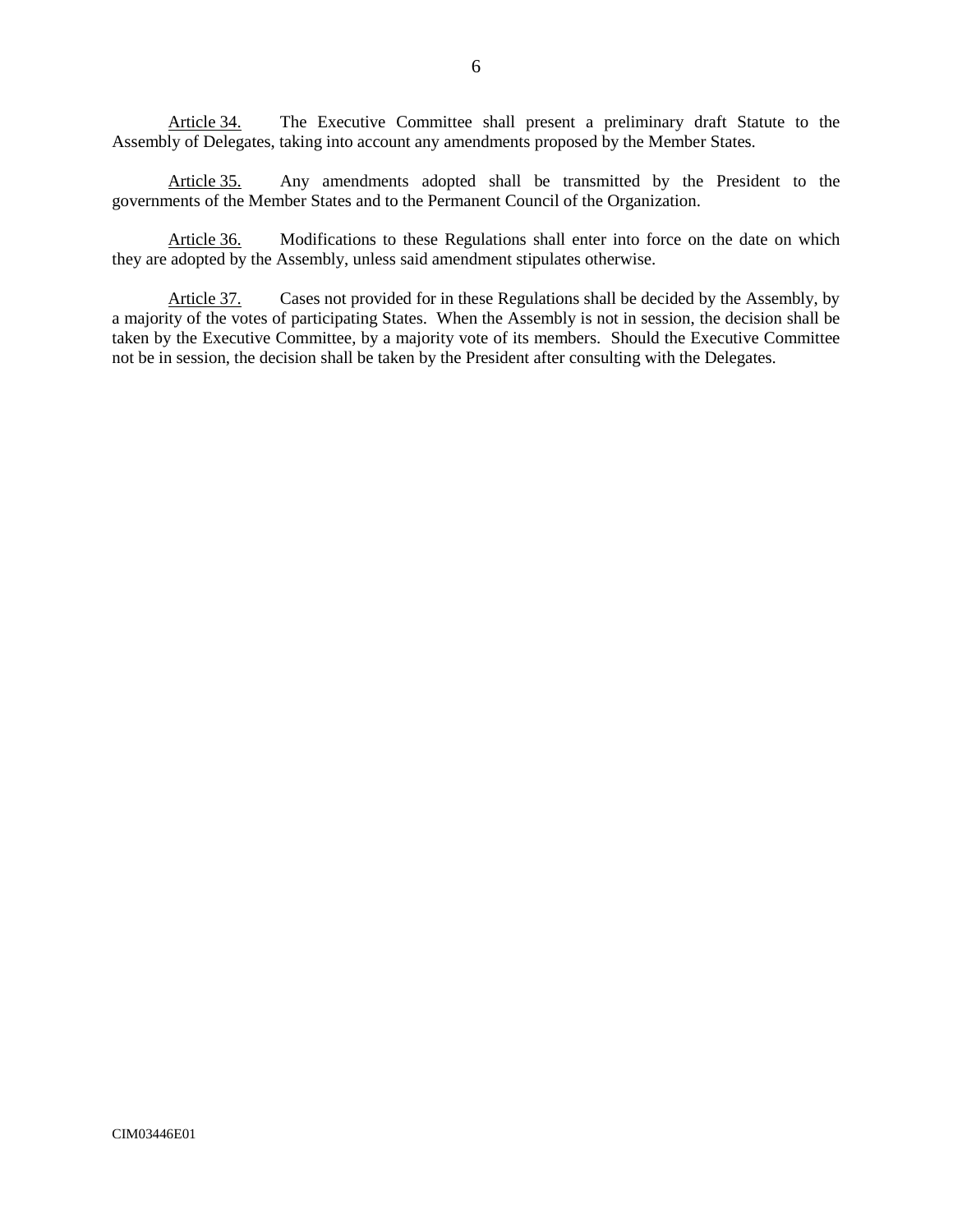<u>Article 34.</u> The Executive Committee shall present a preliminary draft Statute to the Assembly of Delegates, taking into account any amendments proposed by the Member States.

<u>Article 35.</u> Any amendments adopted shall be transmitted by the President to the governments of the Member States and to the Permanent Council of the Organization.

<u>Article 36.</u> Modifications to these Regulations shall enter into force on the date on which they are adopted by the Assembly, unless said amendment stipulates otherwise.

<u>Article 37.</u> Cases not provided for in these Regulations shall be decided by the Assembly, by a majority of the votes of participating States. When the Assembly is not in session, the decision shall be taken by the Executive Committee, by a majority vote of its members. Should the Executive Committee not be in session, the decision shall be taken by the President after consulting with the Delegates.

CIM03446E01